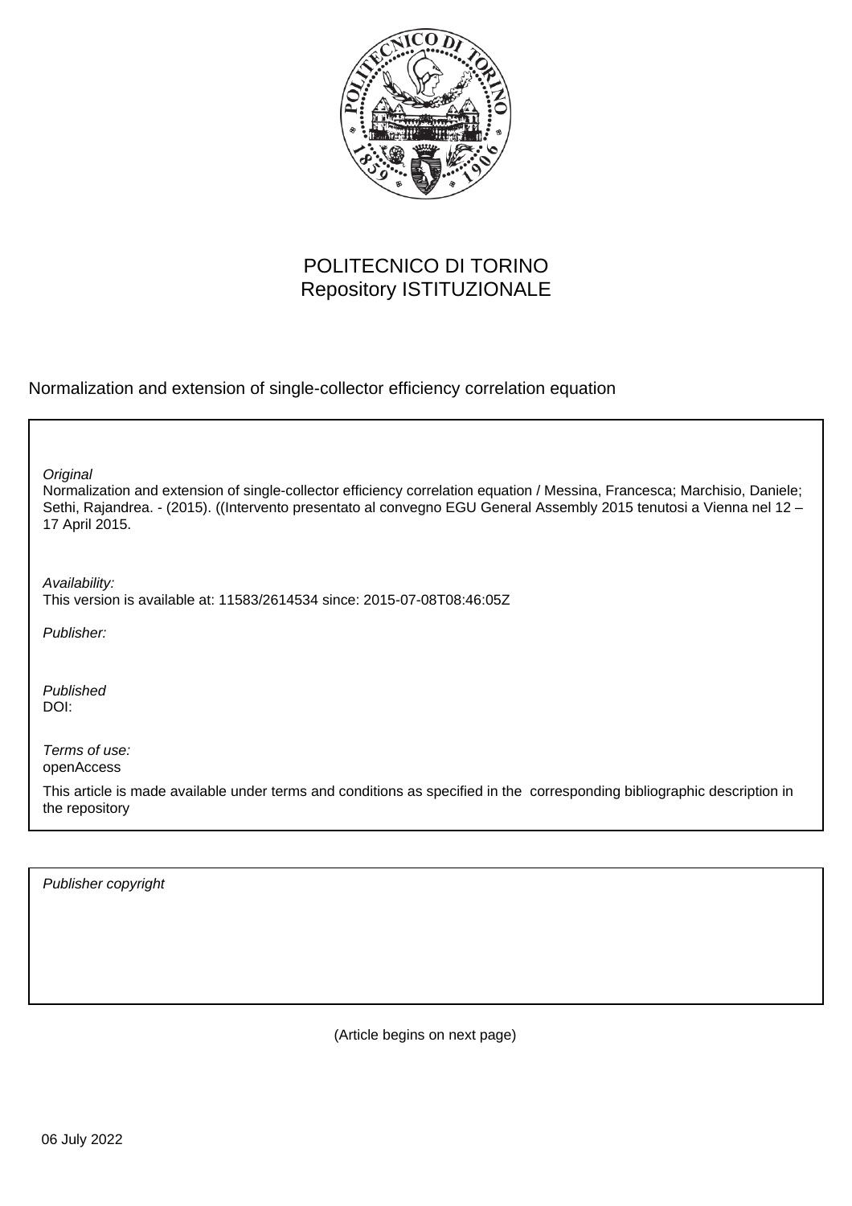POLITECNICO DI TORINO
Repository ISTITUZIONALE

Normalization and extension of single-collector efficiency correlation equation

*Original*
Normalization and extension of single-collector efficiency correlation equation / Messina, Francesca; Marchisio, Daniele; Sethi, Rajandrea. - (2015). ((Intervento presentato al convegno EGU General Assembly 2015 tenutosi a Vienna nel 12 – 17 April 2015.

*Availability:*
This version is available at: 11583/2614534 since: 2015-07-08T08:46:05Z

*Publisher:*

*Published*
DOI:

*Terms of use:*
openAccess

This article is made available under terms and conditions as specified in the corresponding bibliographic description in the repository

*Publisher copyright*

(Article begins on next page)

06 July 2022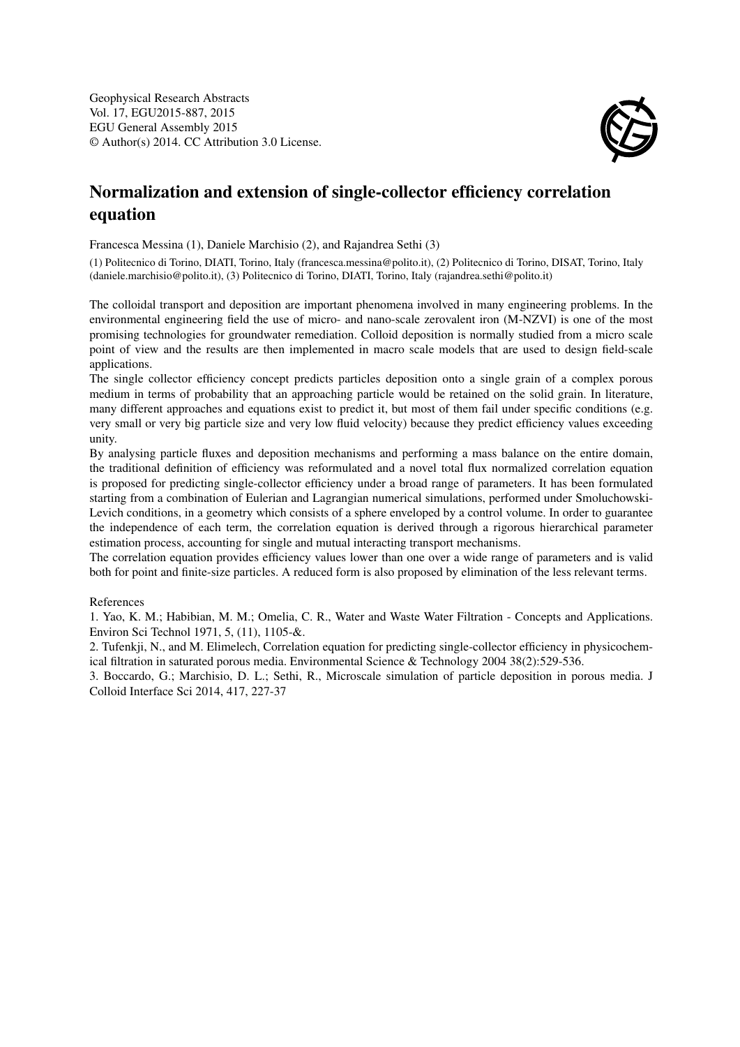# Normalization and extension of single-collector efficiency correlation equation

Francesca Messina (1), Daniele Marchisio (2), and Rajandrea Sethi (3)

(1) Politecnico di Torino, DIATI, Torino, Italy (francesca.messina@polito.it), (2) Politecnico di Torino, DISAT, Torino, Italy (daniele.marchisio@polito.it), (3) Politecnico di Torino, DIATI, Torino, Italy (rajandrea.sethi@polito.it)

The colloidal transport and deposition are important phenomena involved in many engineering problems. In the environmental engineering field the use of micro- and nano-scale zerovalent iron (M-NZVI) is one of the most promising technologies for groundwater remediation. Colloid deposition is normally studied from a micro scale point of view and the results are then implemented in macro scale models that are used to design field-scale applications.

The single collector efficiency concept predicts particles deposition onto a single grain of a complex porous medium in terms of probability that an approaching particle would be retained on the solid grain. In literature, many different approaches and equations exist to predict it, but most of them fail under specific conditions (e.g. very small or very big particle size and very low fluid velocity) because they predict efficiency values exceeding unity.

By analysing particle fluxes and deposition mechanisms and performing a mass balance on the entire domain, the traditional definition of efficiency was reformulated and a novel total flux normalized correlation equation is proposed for predicting single-collector efficiency under a broad range of parameters. It has been formulated starting from a combination of Eulerian and Lagrangian numerical simulations, performed under Smoluchowski-Levich conditions, in a geometry which consists of a sphere enveloped by a control volume. In order to guarantee the independence of each term, the correlation equation is derived through a rigorous hierarchical parameter estimation process, accounting for single and mutual interacting transport mechanisms.

The correlation equation provides efficiency values lower than one over a wide range of parameters and is valid both for point and finite-size particles. A reduced form is also proposed by elimination of the less relevant terms.

References

1. Yao, K. M.; Habibian, M. M.; Omelia, C. R., Water and Waste Water Filtration - Concepts and Applications. Environ Sci Technol 1971, 5, (11), 1105-&.
2. Tufenkji, N., and M. Elimelech, Correlation equation for predicting single-collector efficiency in physicochemical filtration in saturated porous media. Environmental Science & Technology 2004 38(2):529-536.
3. Boccardo, G.; Marchisio, D. L.; Sethi, R., Microscale simulation of particle deposition in porous media. J Colloid Interface Sci 2014, 417, 227-37